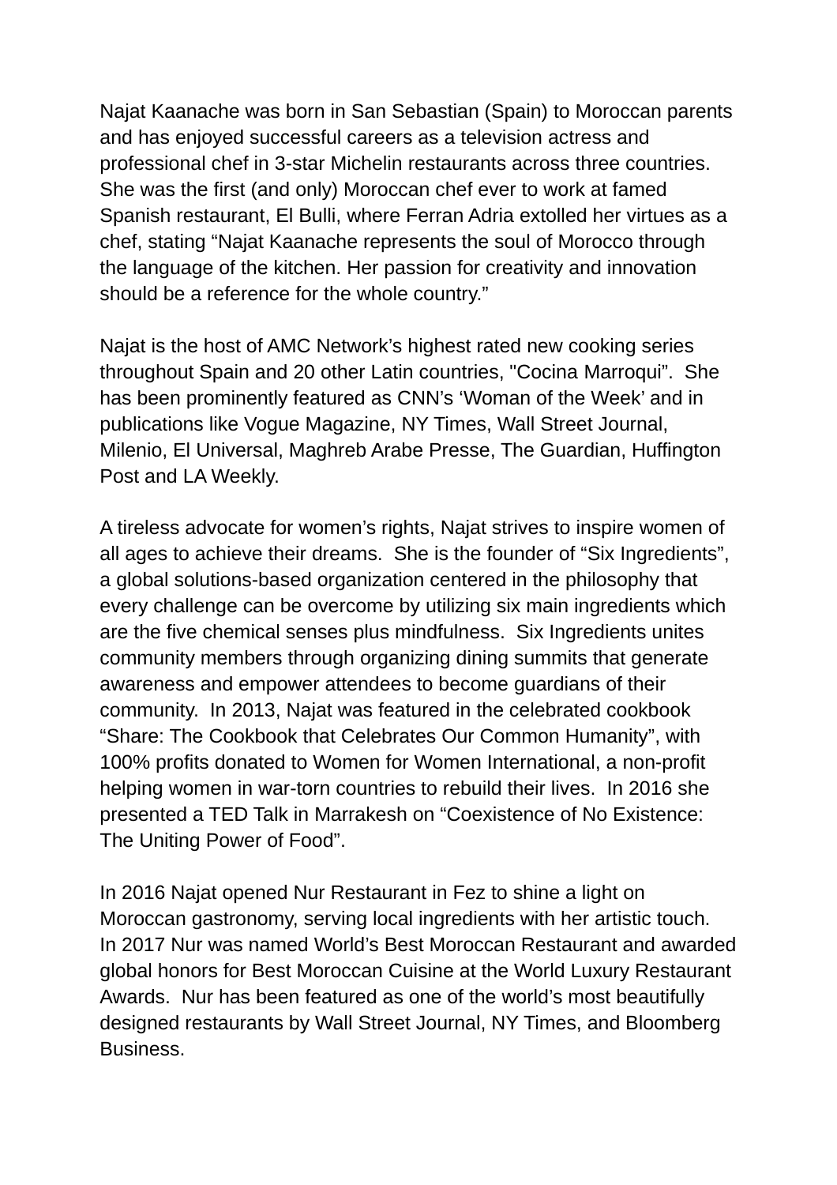Najat Kaanache was born in San Sebastian (Spain) to Moroccan parents and has enjoyed successful careers as a television actress and professional chef in 3-star Michelin restaurants across three countries. She was the first (and only) Moroccan chef ever to work at famed Spanish restaurant, El Bulli, where Ferran Adria extolled her virtues as a chef, stating “Najat Kaanache represents the soul of Morocco through the language of the kitchen. Her passion for creativity and innovation should be a reference for the whole country.”

Najat is the host of AMC Network’s highest rated new cooking series throughout Spain and 20 other Latin countries, "Cocina Marroqui”. She has been prominently featured as CNN’s ‘Woman of the Week’ and in publications like Vogue Magazine, NY Times, Wall Street Journal, Milenio, El Universal, Maghreb Arabe Presse, The Guardian, Huffington Post and LA Weekly.

A tireless advocate for women’s rights, Najat strives to inspire women of all ages to achieve their dreams. She is the founder of “Six Ingredients”, a global solutions-based organization centered in the philosophy that every challenge can be overcome by utilizing six main ingredients which are the five chemical senses plus mindfulness. Six Ingredients unites community members through organizing dining summits that generate awareness and empower attendees to become guardians of their community. In 2013, Najat was featured in the celebrated cookbook “Share: The Cookbook that Celebrates Our Common Humanity”, with 100% profits donated to Women for Women International, a non-profit helping women in war-torn countries to rebuild their lives. In 2016 she presented a TED Talk in Marrakesh on “Coexistence of No Existence: The Uniting Power of Food”.

In 2016 Najat opened Nur Restaurant in Fez to shine a light on Moroccan gastronomy, serving local ingredients with her artistic touch. In 2017 Nur was named World’s Best Moroccan Restaurant and awarded global honors for Best Moroccan Cuisine at the World Luxury Restaurant Awards. Nur has been featured as one of the world’s most beautifully designed restaurants by Wall Street Journal, NY Times, and Bloomberg Business.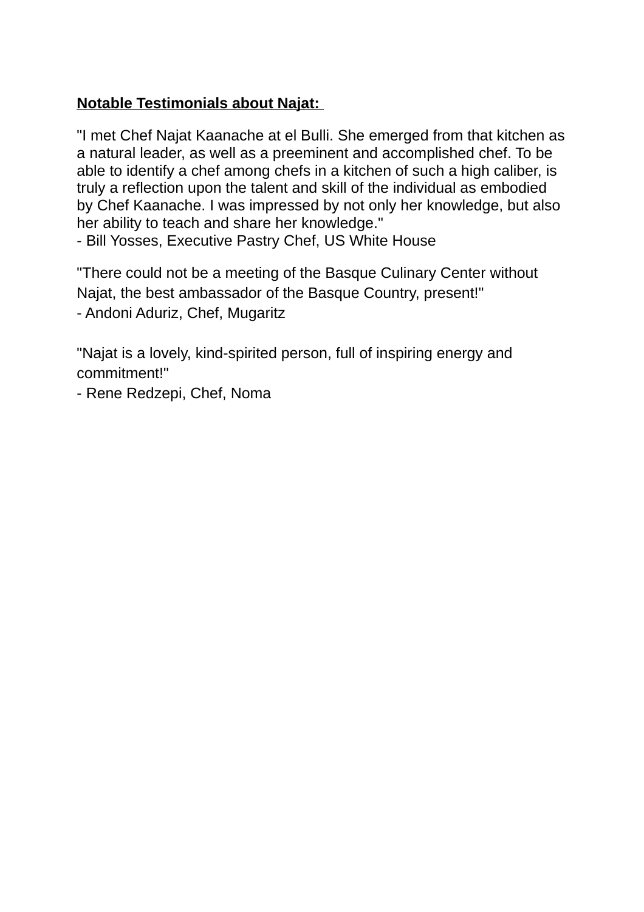**Notable Testimonials about Najat:**

"I met Chef Najat Kaanache at el Bulli. She emerged from that kitchen as a natural leader, as well as a preeminent and accomplished chef. To be able to identify a chef among chefs in a kitchen of such a high caliber, is truly a reflection upon the talent and skill of the individual as embodied by Chef Kaanache. I was impressed by not only her knowledge, but also her ability to teach and share her knowledge."
- Bill Yosses, Executive Pastry Chef, US White House

"There could not be a meeting of the Basque Culinary Center without Najat, the best ambassador of the Basque Country, present!"
- Andoni Aduriz, Chef, Mugaritz

"Najat is a lovely, kind-spirited person, full of inspiring energy and commitment!"
- Rene Redzepi, Chef, Noma